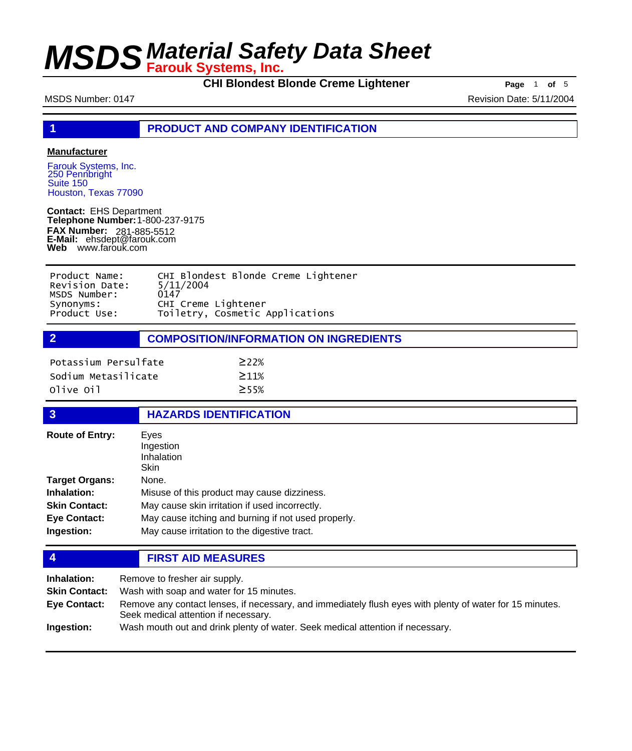# MSDS Material Safety Data Sheet

**Farouk Systems, Inc.**

**CHI Blondest Blonde Creme Lightener**

MSDS Number: 0147

Revision Date: 5/11/2004

## 1 PRODUCT AND COMPANY IDENTIFICATION

**Manufacturer**

Farouk Systems, Inc.
250 Pennbright
Suite 150
Houston, Texas 77090

**Contact:** EHS Department
**Telephone Number:** 1-800-237-9175
**FAX Number:** 281-885-5512
**E-Mail:** ehsdept@farouk.com
**Web** www.farouk.com

| | |
|---|---|
| Product Name: | CHI Blondest Blonde Creme Lightener |
| Revision Date: | 5/11/2004 |
| MSDS Number: | 0147 |
| Synonyms: | CHI Creme Lightener |
| Product Use: | Toiletry, Cosmetic Applications |

## 2 COMPOSITION/INFORMATION ON INGREDIENTS

| | |
|---|---|
| Potassium Persulfate | ≥22% |
| Sodium Metasilicate | ≥11% |
| Olive Oil | ≥55% |

## 3 HAZARDS IDENTIFICATION

**Route of Entry:** Eyes
Ingestion
Inhalation
Skin

**Target Organs:** None.

**Inhalation:** Misuse of this product may cause dizziness.

**Skin Contact:** May cause skin irritation if used incorrectly.

**Eye Contact:** May cause itching and burning if not used properly.

**Ingestion:** May cause irritation to the digestive tract.

## 4 FIRST AID MEASURES

**Inhalation:** Remove to fresher air supply.

**Skin Contact:** Wash with soap and water for 15 minutes.

**Eye Contact:** Remove any contact lenses, if necessary, and immediately flush eyes with plenty of water for 15 minutes. Seek medical attention if necessary.

**Ingestion:** Wash mouth out and drink plenty of water. Seek medical attention if necessary.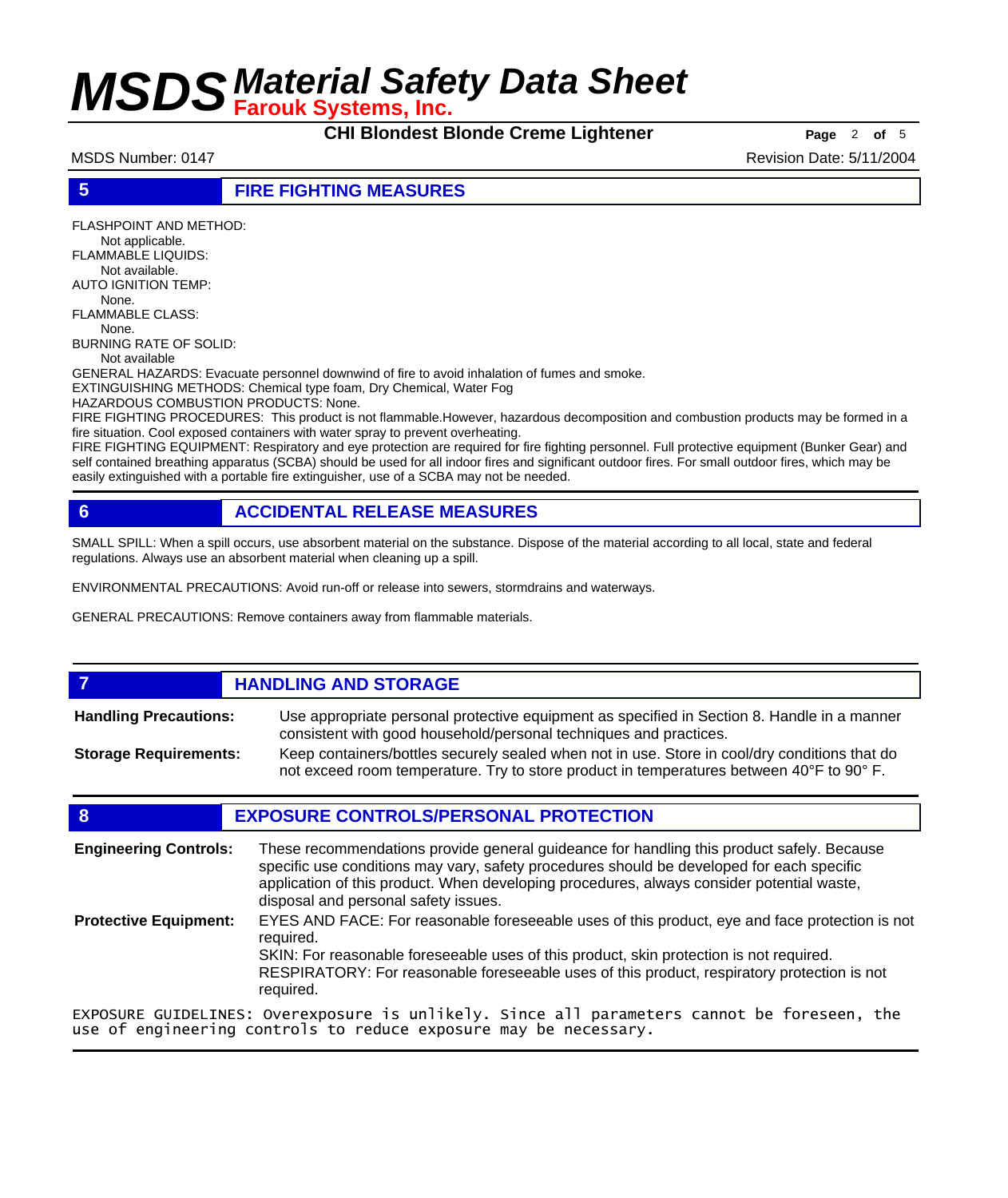## 5 FIRE FIGHTING MEASURES

FLASHPOINT AND METHOD:
Not applicable.
FLAMMABLE LIQUIDS:
Not available.
AUTO IGNITION TEMP:
None.
FLAMMABLE CLASS:
None.
BURNING RATE OF SOLID:
Not available

GENERAL HAZARDS: Evacuate personnel downwind of fire to avoid inhalation of fumes and smoke.
EXTINGUISHING METHODS: Chemical type foam, Dry Chemical, Water Fog
HAZARDOUS COMBUSTION PRODUCTS: None.
FIRE FIGHTING PROCEDURES: This product is not flammable.However, hazardous decomposition and combustion products may be formed in a fire situation. Cool exposed containers with water spray to prevent overheating.
FIRE FIGHTING EQUIPMENT: Respiratory and eye protection are required for fire fighting personnel. Full protective equipment (Bunker Gear) and self contained breathing apparatus (SCBA) should be used for all indoor fires and significant outdoor fires. For small outdoor fires, which may be easily extinguished with a portable fire extinguisher, use of a SCBA may not be needed.

## 6 ACCIDENTAL RELEASE MEASURES

SMALL SPILL: When a spill occurs, use absorbent material on the substance. Dispose of the material according to all local, state and federal regulations. Always use an absorbent material when cleaning up a spill.

ENVIRONMENTAL PRECAUTIONS: Avoid run-off or release into sewers, stormdrains and waterways.

GENERAL PRECAUTIONS: Remove containers away from flammable materials.

## 7 HANDLING AND STORAGE

**Handling Precautions:** Use appropriate personal protective equipment as specified in Section 8. Handle in a manner consistent with good household/personal techniques and practices.

**Storage Requirements:** Keep containers/bottles securely sealed when not in use. Store in cool/dry conditions that do not exceed room temperature. Try to store product in temperatures between 40°F to 90° F.

## 8 EXPOSURE CONTROLS/PERSONAL PROTECTION

**Engineering Controls:** These recommendations provide general guideance for handling this product safely. Because specific use conditions may vary, safety procedures should be developed for each specific application of this product. When developing procedures, always consider potential waste, disposal and personal safety issues.

**Protective Equipment:** EYES AND FACE: For reasonable foreseeable uses of this product, eye and face protection is not required.
SKIN: For reasonable foreseeable uses of this product, skin protection is not required.
RESPIRATORY: For reasonable foreseeable uses of this product, respiratory protection is not required.

EXPOSURE GUIDELINES: Overexposure is unlikely. Since all parameters cannot be foreseen, the use of engineering controls to reduce exposure may be necessary.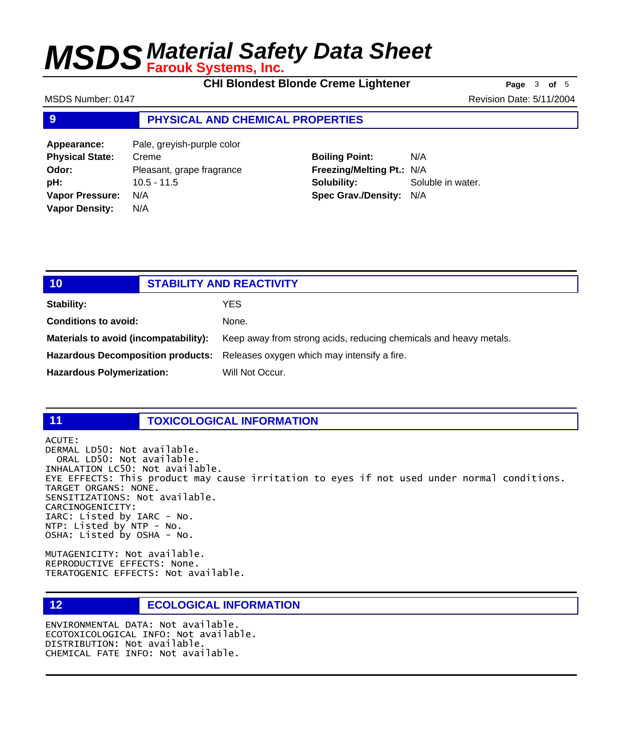## 9 PHYSICAL AND CHEMICAL PROPERTIES

| | | | |
|---|---|---|---|
| **Appearance:** | Pale, greyish-purple color | | |
| **Physical State:** | Creme | **Boiling Point:** | N/A |
| **Odor:** | Pleasant, grape fragrance | **Freezing/Melting Pt.:** | N/A |
| **pH:** | 10.5 - 11.5 | **Solubility:** | Soluble in water. |
| **Vapor Pressure:** | N/A | **Spec Grav./Density:** | N/A |
| **Vapor Density:** | N/A | | |

## 10 STABILITY AND REACTIVITY

| | |
|---|---|
| **Stability:** | YES |
| **Conditions to avoid:** | None. |
| **Materials to avoid (incompatability):** | Keep away from strong acids, reducing chemicals and heavy metals. |
| **Hazardous Decomposition products:** | Releases oxygen which may intensify a fire. |
| **Hazardous Polymerization:** | Will Not Occur. |

## 11 TOXICOLOGICAL INFORMATION

ACUTE:
DERMAL LD50: Not available.
ORAL LD50: Not available.
INHALATION LC50: Not available.
EYE EFFECTS: This product may cause irritation to eyes if not used under normal conditions.
TARGET ORGANS: NONE.
SENSITIZATIONS: Not available.
CARCINOGENICITY:
IARC: Listed by IARC - No.
NTP: Listed by NTP - No.
OSHA: Listed by OSHA - No.

MUTAGENICITY: Not available.
REPRODUCTIVE EFFECTS: None.
TERATOGENIC EFFECTS: Not available.

## 12 ECOLOGICAL INFORMATION

ENVIRONMENTAL DATA: Not available.
ECOTOXICOLOGICAL INFO: Not available.
DISTRIBUTION: Not available.
CHEMICAL FATE INFO: Not available.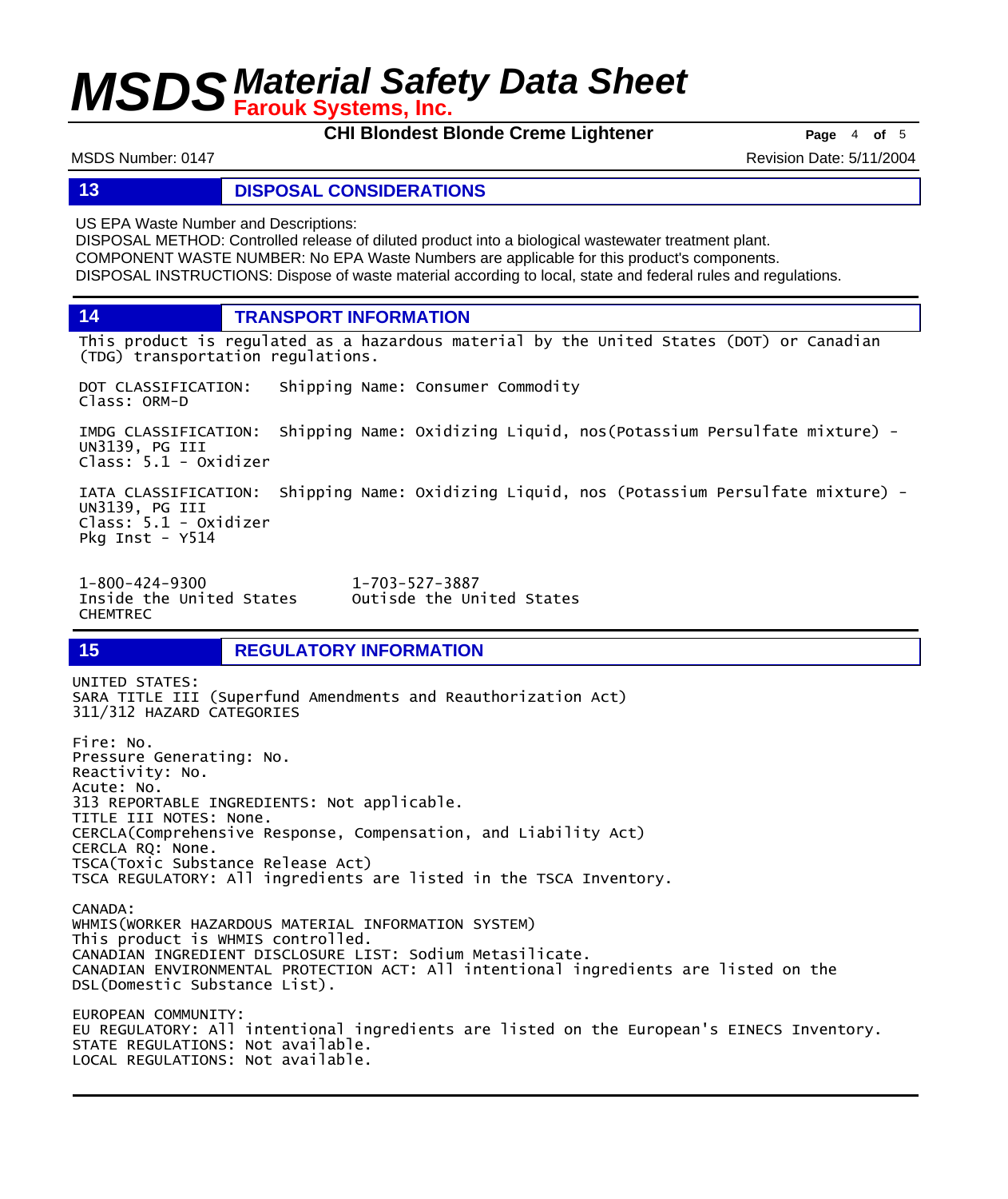# MSDS Material Safety Data Sheet
**Farouk Systems, Inc.**

**CHI Blondest Blonde Creme Lightener**

MSDS Number: 0147 Revision Date: 5/11/2004

## 13 DISPOSAL CONSIDERATIONS

US EPA Waste Number and Descriptions:
DISPOSAL METHOD: Controlled release of diluted product into a biological wastewater treatment plant.
COMPONENT WASTE NUMBER: No EPA Waste Numbers are applicable for this product's components.
DISPOSAL INSTRUCTIONS: Dispose of waste material according to local, state and federal rules and regulations.

## 14 TRANSPORT INFORMATION

This product is regulated as a hazardous material by the United States (DOT) or Canadian (TDG) transportation regulations.

DOT CLASSIFICATION: Shipping Name: Consumer Commodity
Class: ORM-D

IMDG CLASSIFICATION: Shipping Name: Oxidizing Liquid, nos(Potassium Persulfate mixture) - UN3139, PG III
Class: 5.1 - Oxidizer

IATA CLASSIFICATION: Shipping Name: Oxidizing Liquid, nos (Potassium Persulfate mixture) - UN3139, PG III
Class: 5.1 - Oxidizer
Pkg Inst - Y514

| | |
|---|---|
| 1-800-424-9300 | 1-703-527-3887 |
| Inside the United States | Outisde the United States |
| CHEMTREC | |

## 15 REGULATORY INFORMATION

UNITED STATES:
SARA TITLE III (Superfund Amendments and Reauthorization Act)
311/312 HAZARD CATEGORIES

Fire: No.
Pressure Generating: No.
Reactivity: No.
Acute: No.
313 REPORTABLE INGREDIENTS: Not applicable.
TITLE III NOTES: None.
CERCLA(Comprehensive Response, Compensation, and Liability Act)
CERCLA RQ: None.
TSCA(Toxic Substance Release Act)
TSCA REGULATORY: All ingredients are listed in the TSCA Inventory.

CANADA:
WHMIS(WORKER HAZARDOUS MATERIAL INFORMATION SYSTEM)
This product is WHMIS controlled.
CANADIAN INGREDIENT DISCLOSURE LIST: Sodium Metasilicate.
CANADIAN ENVIRONMENTAL PROTECTION ACT: All intentional ingredients are listed on the DSL(Domestic Substance List).

EUROPEAN COMMUNITY:
EU REGULATORY: All intentional ingredients are listed on the European's EINECS Inventory.
STATE REGULATIONS: Not available.
LOCAL REGULATIONS: Not available.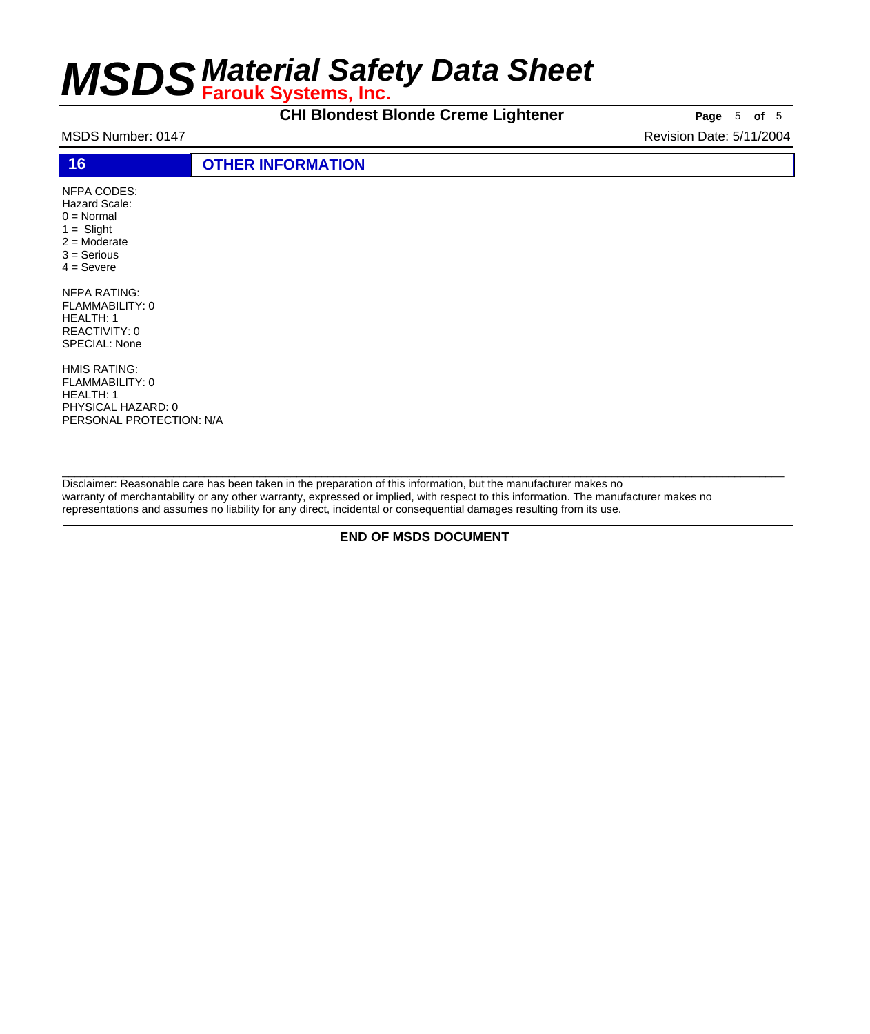## 16 OTHER INFORMATION

NFPA CODES:
Hazard Scale:
0 = Normal
1 = Slight
2 = Moderate
3 = Serious
4 = Severe

NFPA RATING:
FLAMMABILITY: 0
HEALTH: 1
REACTIVITY: 0
SPECIAL: None

HMIS RATING:
FLAMMABILITY: 0
HEALTH: 1
PHYSICAL HAZARD: 0
PERSONAL PROTECTION: N/A

---

Disclaimer: Reasonable care has been taken in the preparation of this information, but the manufacturer makes no warranty of merchantability or any other warranty, expressed or implied, with respect to this information. The manufacturer makes no representations and assumes no liability for any direct, incidental or consequential damages resulting from its use.

---

**END OF MSDS DOCUMENT**